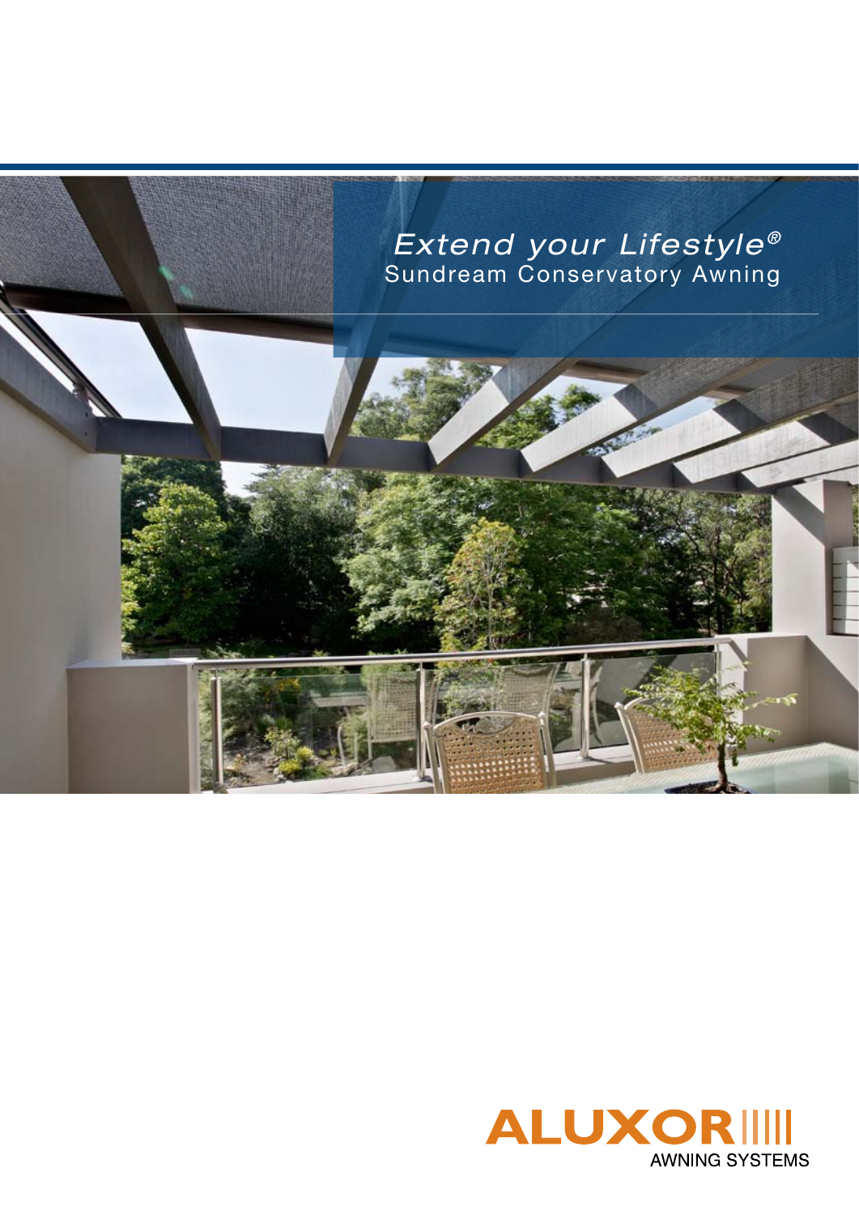# *Extend your Lifestyle®*

## Sundream Conservatory Awning

ALUXOR AWNING SYSTEMS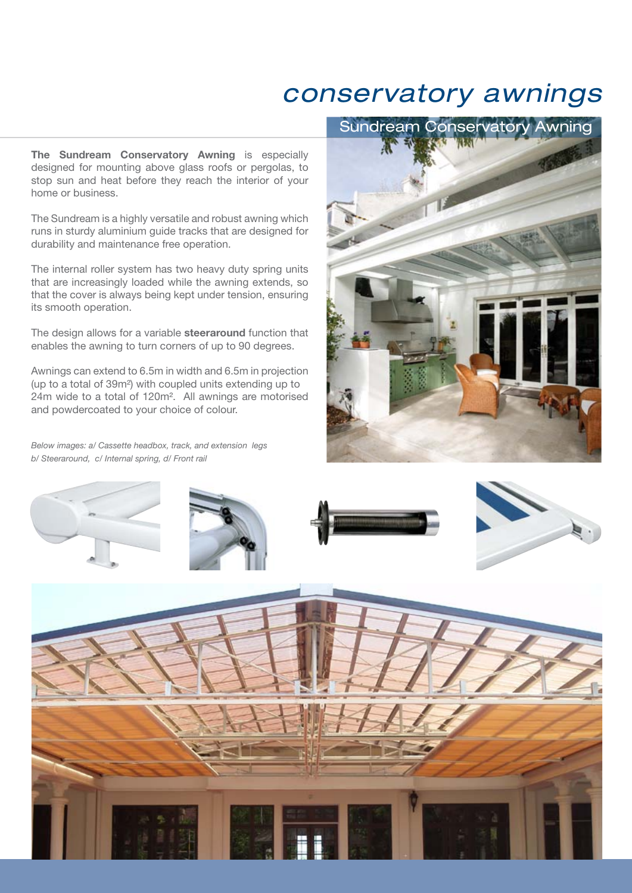# conservatory awnings

## Sundream Conservatory Awning

**The Sundream Conservatory Awning** is especially designed for mounting above glass roofs or pergolas, to stop sun and heat before they reach the interior of your home or business.

The Sundream is a highly versatile and robust awning which runs in sturdy aluminium guide tracks that are designed for durability and maintenance free operation.

The internal roller system has two heavy duty spring units that are increasingly loaded while the awning extends, so that the cover is always being kept under tension, ensuring its smooth operation.

The design allows for a variable **steeraround** function that enables the awning to turn corners of up to 90 degrees.

Awnings can extend to 6.5m in width and 6.5m in projection (up to a total of 39m²) with coupled units extending up to 24m wide to a total of 120m². All awnings are motorised and powdercoated to your choice of colour.

*Below images: a/ Cassette headbox, track, and extension legs b/ Steeraround, c/ Internal spring, d/ Front rail*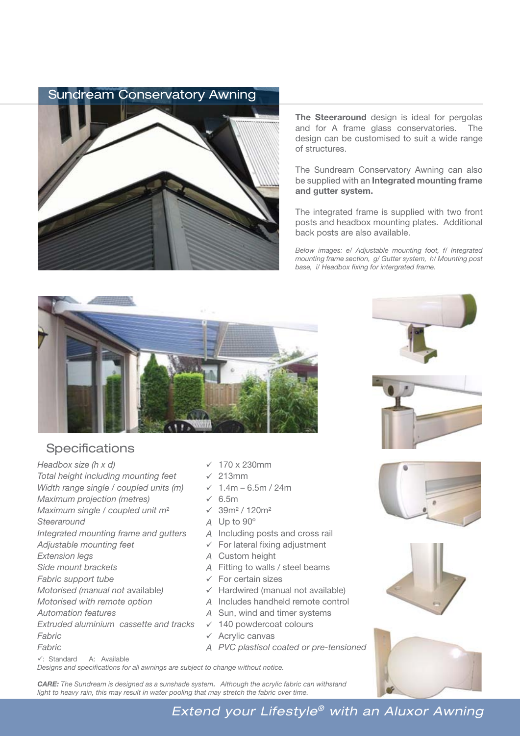## Sundream Conservatory Awning

**The Steeraround** design is ideal for pergolas and for A frame glass conservatories. The design can be customised to suit a wide range of structures.

The Sundream Conservatory Awning can also be supplied with an **Integrated mounting frame and gutter system.**

The integrated frame is supplied with two front posts and headbox mounting plates. Additional back posts are also available.

*Below images: e/ Adjustable mounting foot, f/ Integrated mounting frame section, g/ Gutter system, h/ Mounting post base, i/ Headbox fixing for intergrated frame.*

## Specifications

| | | |
|---|---|---|
| *Headbox size (h x d)* | ✓ | 170 x 230mm |
| *Total height including mounting feet* | ✓ | 213mm |
| *Width range single / coupled units (m)* | ✓ | 1.4m – 6.5m / 24m |
| *Maximum projection (metres)* | ✓ | 6.5m |
| *Maximum single / coupled unit m²* | ✓ | 39m² / 120m² |
| *Steeraround* | A | Up to 90º |
| *Integrated mounting frame and gutters* | A | Including posts and cross rail |
| *Adjustable mounting feet* | ✓ | For lateral fixing adjustment |
| *Extension legs* | A | Custom height |
| *Side mount brackets* | A | Fitting to walls / steel beams |
| *Fabric support tube* | ✓ | For certain sizes |
| *Motorised (manual not available)* | ✓ | Hardwired (manual not available) |
| *Motorised with remote option* | A | Includes handheld remote control |
| *Automation features* | A | Sun, wind and timer systems |
| *Extruded aluminium cassette and tracks* | ✓ | 140 powdercoat colours |
| *Fabric* | ✓ | Acrylic canvas |
| *Fabric* | A | *PVC plastisol coated or pre-tensioned* |

✓: Standard   A: Available

*Designs and specifications for all awnings are subject to change without notice.*

***CARE:*** *The Sundream is designed as a sunshade system. Although the acrylic fabric can withstand light to heavy rain, this may result in water pooling that may stretch the fabric over time.*

*Extend your Lifestyle® with an Aluxor Awning*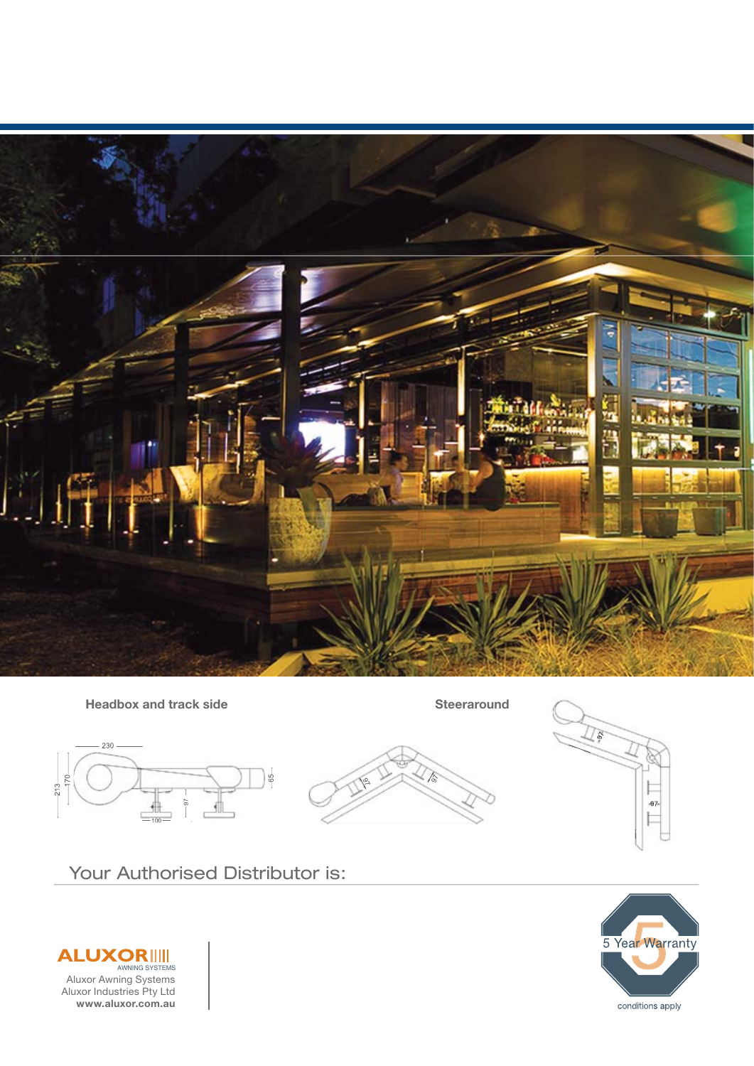**Headbox and track side**

230

213

170

97

100

65

**Steeraround**

97

97

97

97

Your Authorised Distributor is:

ALUXOR
AWNING SYSTEMS

Aluxor Awning Systems
Aluxor Industries Pty Ltd
**www.aluxor.com.au**

5 Year Warranty

conditions apply